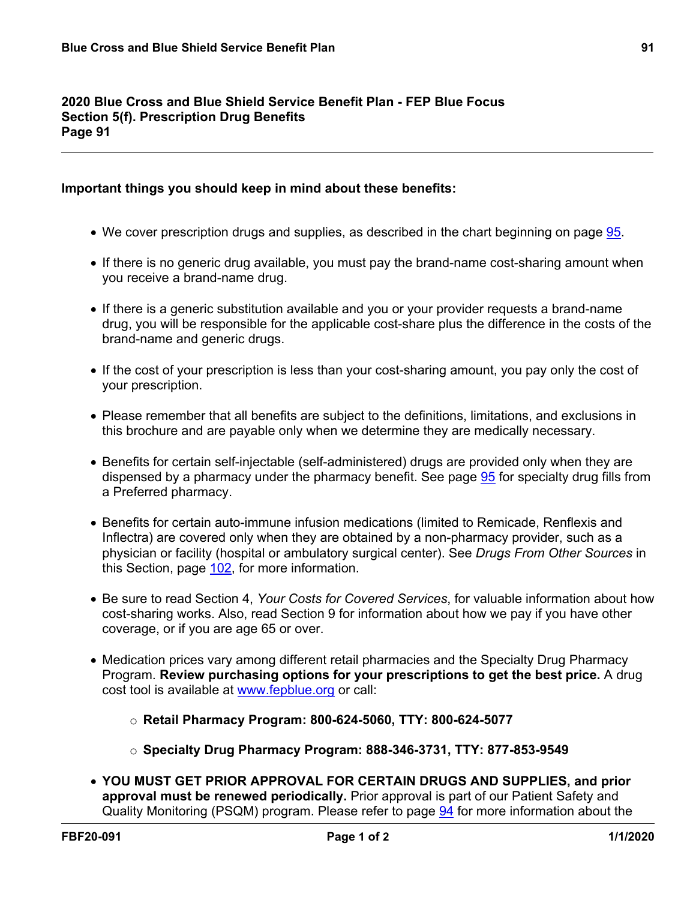## 2020 Blue Cross and Blue Shield Service Benefit Plan - FEP Blue Focus
## Section 5(f). Prescription Drug Benefits
## Page 91

---

**Important things you should keep in mind about these benefits:**

- We cover prescription drugs and supplies, as described in the chart beginning on page 95.
- If there is no generic drug available, you must pay the brand-name cost-sharing amount when you receive a brand-name drug.
- If there is a generic substitution available and you or your provider requests a brand-name drug, you will be responsible for the applicable cost-share plus the difference in the costs of the brand-name and generic drugs.
- If the cost of your prescription is less than your cost-sharing amount, you pay only the cost of your prescription.
- Please remember that all benefits are subject to the definitions, limitations, and exclusions in this brochure and are payable only when we determine they are medically necessary.
- Benefits for certain self-injectable (self-administered) drugs are provided only when they are dispensed by a pharmacy under the pharmacy benefit. See page 95 for specialty drug fills from a Preferred pharmacy.
- Benefits for certain auto-immune infusion medications (limited to Remicade, Renflexis and Inflectra) are covered only when they are obtained by a non-pharmacy provider, such as a physician or facility (hospital or ambulatory surgical center). See *Drugs From Other Sources* in this Section, page 102, for more information.
- Be sure to read Section 4, *Your Costs for Covered Services*, for valuable information about how cost-sharing works. Also, read Section 9 for information about how we pay if you have other coverage, or if you are age 65 or over.
- Medication prices vary among different retail pharmacies and the Specialty Drug Pharmacy Program. **Review purchasing options for your prescriptions to get the best price.** A drug cost tool is available at www.fepblue.org or call:
  - **Retail Pharmacy Program: 800-624-5060, TTY: 800-624-5077**
  - **Specialty Drug Pharmacy Program: 888-346-3731, TTY: 877-853-9549**
- **YOU MUST GET PRIOR APPROVAL FOR CERTAIN DRUGS AND SUPPLIES, and prior approval must be renewed periodically.** Prior approval is part of our Patient Safety and Quality Monitoring (PSQM) program. Please refer to page 94 for more information about the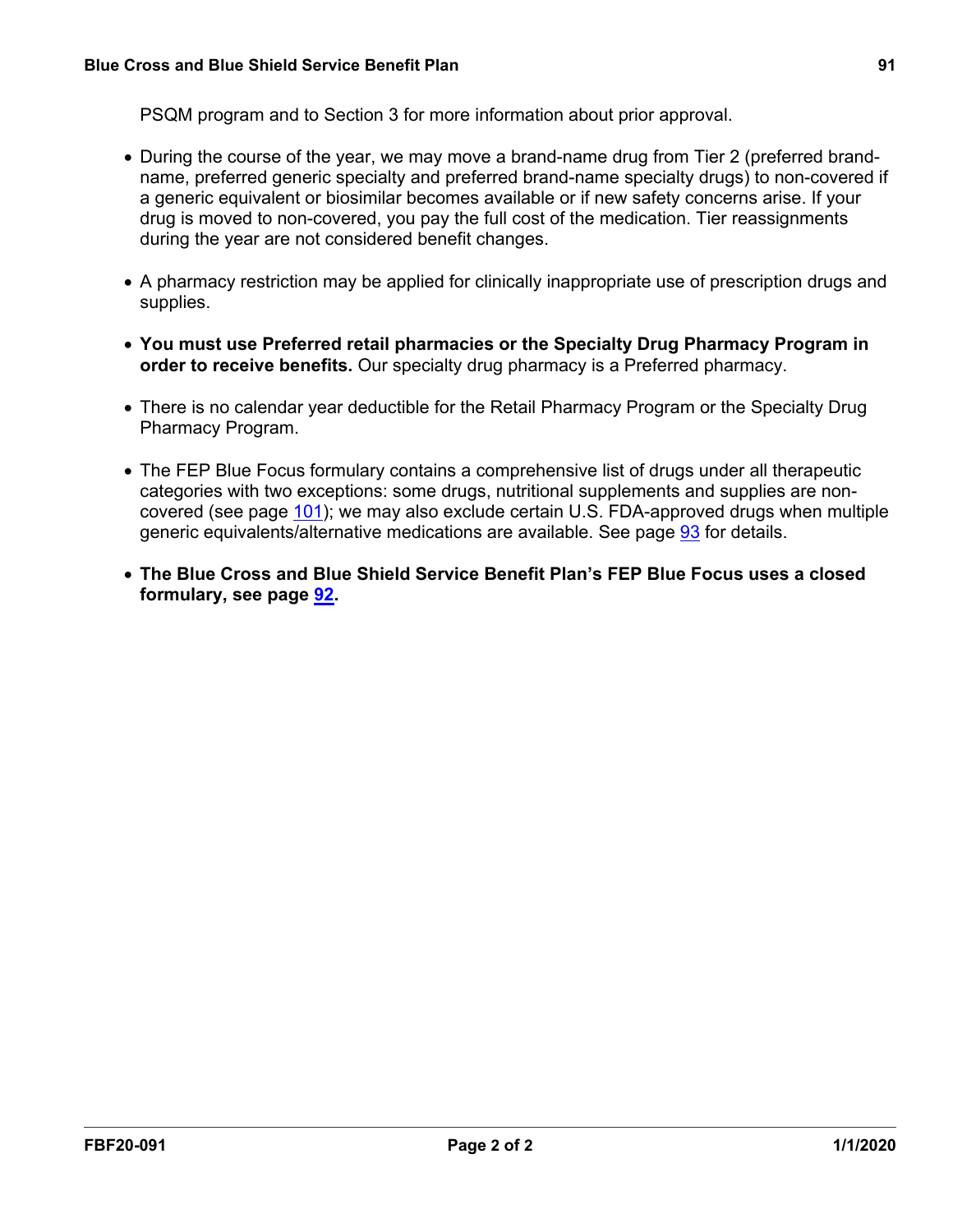PSQM program and to Section 3 for more information about prior approval.

- During the course of the year, we may move a brand-name drug from Tier 2 (preferred brand-name, preferred generic specialty and preferred brand-name specialty drugs) to non-covered if a generic equivalent or biosimilar becomes available or if new safety concerns arise. If your drug is moved to non-covered, you pay the full cost of the medication. Tier reassignments during the year are not considered benefit changes.

- A pharmacy restriction may be applied for clinically inappropriate use of prescription drugs and supplies.

- **You must use Preferred retail pharmacies or the Specialty Drug Pharmacy Program in order to receive benefits.** Our specialty drug pharmacy is a Preferred pharmacy.

- There is no calendar year deductible for the Retail Pharmacy Program or the Specialty Drug Pharmacy Program.

- The FEP Blue Focus formulary contains a comprehensive list of drugs under all therapeutic categories with two exceptions: some drugs, nutritional supplements and supplies are non-covered (see page 101); we may also exclude certain U.S. FDA-approved drugs when multiple generic equivalents/alternative medications are available. See page 93 for details.

- **The Blue Cross and Blue Shield Service Benefit Plan's FEP Blue Focus uses a closed formulary, see page 92.**